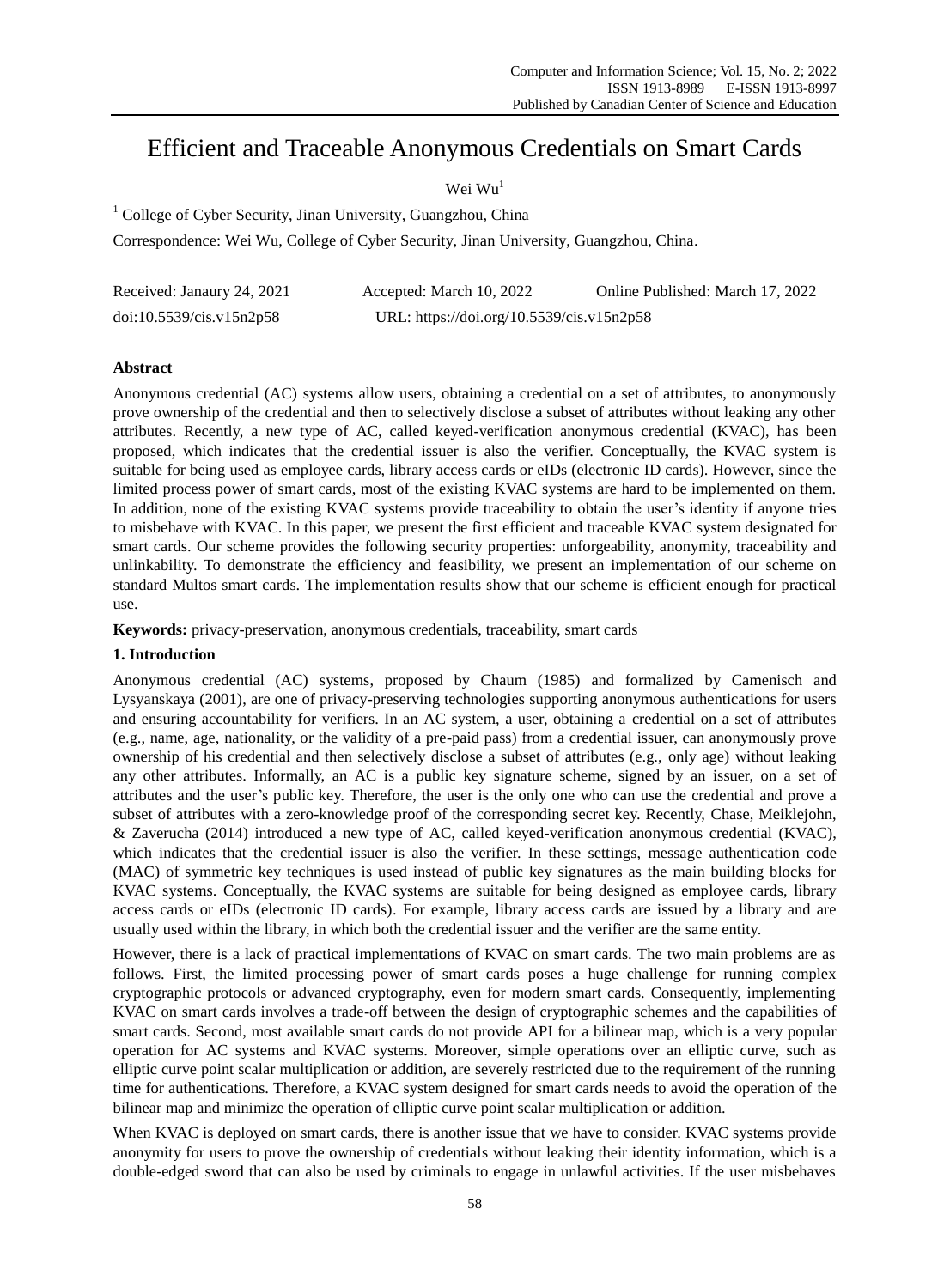# Efficient and Traceable Anonymous Credentials on Smart Cards

Wei Wu[1]

[1] College of Cyber Security, Jinan University, Guangzhou, China

Correspondence: Wei Wu, College of Cyber Security, Jinan University, Guangzhou, China.

Received: Janaury 24, 2021 Accepted: March 10, 2022 Online Published: March 17, 2022

doi:10.5539/cis.v15n2p58 URL: https://doi.org/10.5539/cis.v15n2p58

**Abstract**

Anonymous credential (AC) systems allow users, obtaining a credential on a set of attributes, to anonymously prove ownership of the credential and then to selectively disclose a subset of attributes without leaking any other attributes. Recently, a new type of AC, called keyed-verification anonymous credential (KVAC), has been proposed, which indicates that the credential issuer is also the verifier. Conceptually, the KVAC system is suitable for being used as employee cards, library access cards or eIDs (electronic ID cards). However, since the limited process power of smart cards, most of the existing KVAC systems are hard to be implemented on them. In addition, none of the existing KVAC systems provide traceability to obtain the user's identity if anyone tries to misbehave with KVAC. In this paper, we present the first efficient and traceable KVAC system designated for smart cards. Our scheme provides the following security properties: unforgeability, anonymity, traceability and unlinkability. To demonstrate the efficiency and feasibility, we present an implementation of our scheme on standard Multos smart cards. The implementation results show that our scheme is efficient enough for practical use.

**Keywords:** privacy-preservation, anonymous credentials, traceability, smart cards

## 1. Introduction

Anonymous credential (AC) systems, proposed by Chaum (1985) and formalized by Camenisch and Lysyanskaya (2001), are one of privacy-preserving technologies supporting anonymous authentications for users and ensuring accountability for verifiers. In an AC system, a user, obtaining a credential on a set of attributes (e.g., name, age, nationality, or the validity of a pre-paid pass) from a credential issuer, can anonymously prove ownership of his credential and then selectively disclose a subset of attributes (e.g., only age) without leaking any other attributes. Informally, an AC is a public key signature scheme, signed by an issuer, on a set of attributes and the user's public key. Therefore, the user is the only one who can use the credential and prove a subset of attributes with a zero-knowledge proof of the corresponding secret key. Recently, Chase, Meiklejohn, & Zaverucha (2014) introduced a new type of AC, called keyed-verification anonymous credential (KVAC), which indicates that the credential issuer is also the verifier. In these settings, message authentication code (MAC) of symmetric key techniques is used instead of public key signatures as the main building blocks for KVAC systems. Conceptually, the KVAC systems are suitable for being designed as employee cards, library access cards or eIDs (electronic ID cards). For example, library access cards are issued by a library and are usually used within the library, in which both the credential issuer and the verifier are the same entity.

However, there is a lack of practical implementations of KVAC on smart cards. The two main problems are as follows. First, the limited processing power of smart cards poses a huge challenge for running complex cryptographic protocols or advanced cryptography, even for modern smart cards. Consequently, implementing KVAC on smart cards involves a trade-off between the design of cryptographic schemes and the capabilities of smart cards. Second, most available smart cards do not provide API for a bilinear map, which is a very popular operation for AC systems and KVAC systems. Moreover, simple operations over an elliptic curve, such as elliptic curve point scalar multiplication or addition, are severely restricted due to the requirement of the running time for authentications. Therefore, a KVAC system designed for smart cards needs to avoid the operation of the bilinear map and minimize the operation of elliptic curve point scalar multiplication or addition.

When KVAC is deployed on smart cards, there is another issue that we have to consider. KVAC systems provide anonymity for users to prove the ownership of credentials without leaking their identity information, which is a double-edged sword that can also be used by criminals to engage in unlawful activities. If the user misbehaves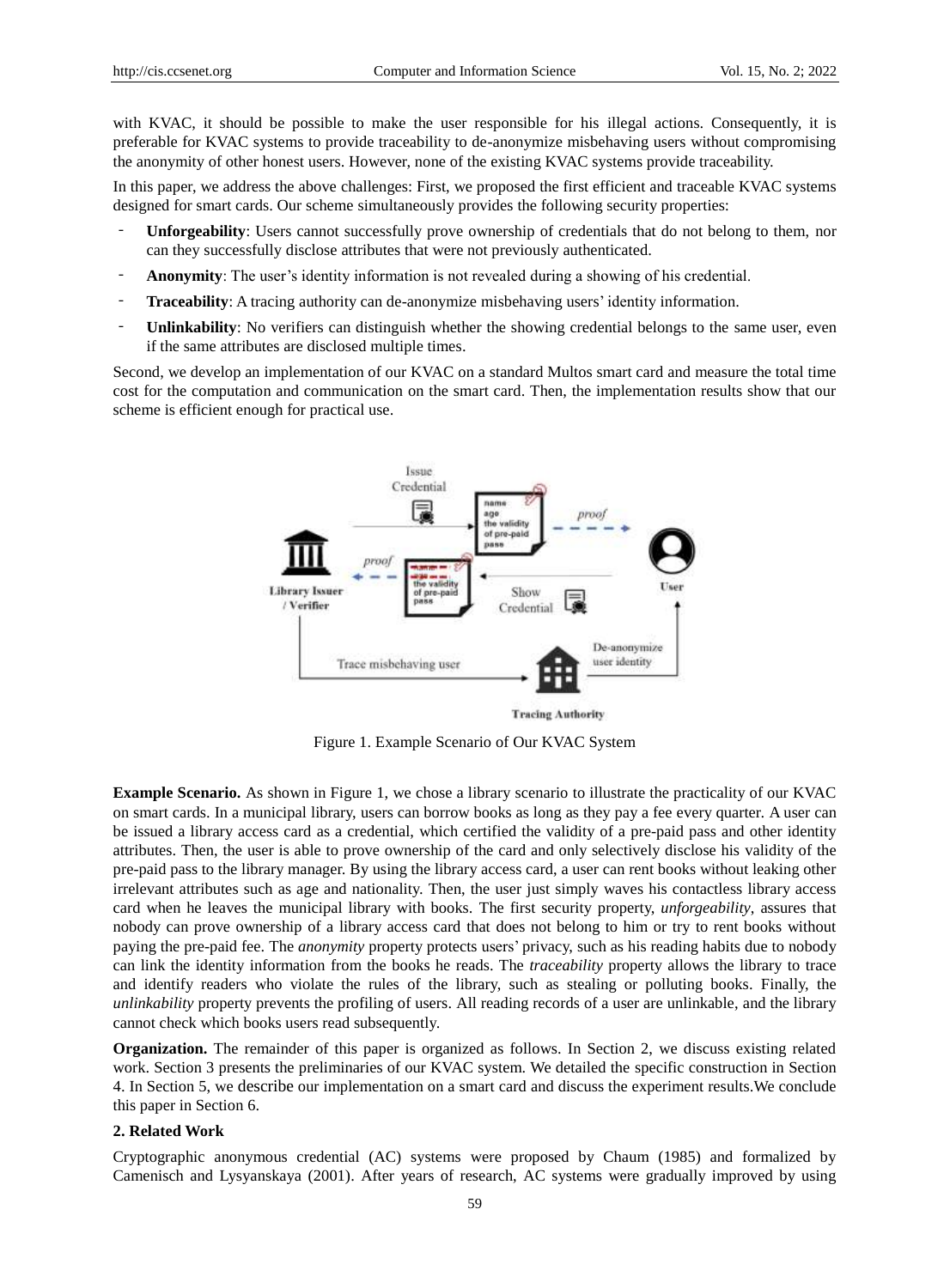with KVAC, it should be possible to make the user responsible for his illegal actions. Consequently, it is preferable for KVAC systems to provide traceability to de-anonymize misbehaving users without compromising the anonymity of other honest users. However, none of the existing KVAC systems provide traceability.

In this paper, we address the above challenges: First, we proposed the first efficient and traceable KVAC systems designed for smart cards. Our scheme simultaneously provides the following security properties:

- **Unforgeability**: Users cannot successfully prove ownership of credentials that do not belong to them, nor can they successfully disclose attributes that were not previously authenticated.
- **Anonymity**: The user's identity information is not revealed during a showing of his credential.
- **Traceability**: A tracing authority can de-anonymize misbehaving users' identity information.
- **Unlinkability**: No verifiers can distinguish whether the showing credential belongs to the same user, even if the same attributes are disclosed multiple times.

Second, we develop an implementation of our KVAC on a standard Multos smart card and measure the total time cost for the computation and communication on the smart card. Then, the implementation results show that our scheme is efficient enough for practical use.

Figure 1. Example Scenario of Our KVAC System

**Example Scenario.** As shown in Figure 1, we chose a library scenario to illustrate the practicality of our KVAC on smart cards. In a municipal library, users can borrow books as long as they pay a fee every quarter. A user can be issued a library access card as a credential, which certified the validity of a pre-paid pass and other identity attributes. Then, the user is able to prove ownership of the card and only selectively disclose his validity of the pre-paid pass to the library manager. By using the library access card, a user can rent books without leaking other irrelevant attributes such as age and nationality. Then, the user just simply waves his contactless library access card when he leaves the municipal library with books. The first security property, *unforgeability*, assures that nobody can prove ownership of a library access card that does not belong to him or try to rent books without paying the pre-paid fee. The *anonymity* property protects users' privacy, such as his reading habits due to nobody can link the identity information from the books he reads. The *traceability* property allows the library to trace and identify readers who violate the rules of the library, such as stealing or polluting books. Finally, the *unlinkability* property prevents the profiling of users. All reading records of a user are unlinkable, and the library cannot check which books users read subsequently.

**Organization.** The remainder of this paper is organized as follows. In Section 2, we discuss existing related work. Section 3 presents the preliminaries of our KVAC system. We detailed the specific construction in Section 4. In Section 5, we describe our implementation on a smart card and discuss the experiment results.We conclude this paper in Section 6.

## 2. Related Work

Cryptographic anonymous credential (AC) systems were proposed by Chaum (1985) and formalized by Camenisch and Lysyanskaya (2001). After years of research, AC systems were gradually improved by using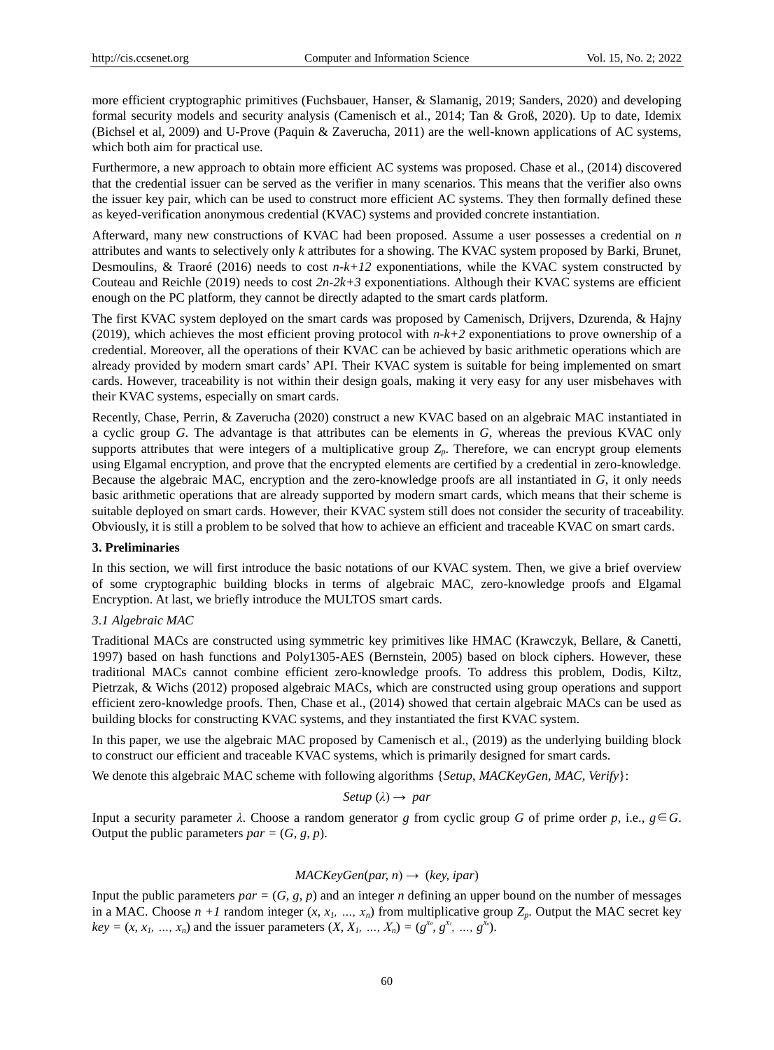more efficient cryptographic primitives (Fuchsbauer, Hanser, & Slamanig, 2019; Sanders, 2020) and developing formal security models and security analysis (Camenisch et al., 2014; Tan & Groß, 2020). Up to date, Idemix (Bichsel et al, 2009) and U-Prove (Paquin & Zaverucha, 2011) are the well-known applications of AC systems, which both aim for practical use.

Furthermore, a new approach to obtain more efficient AC systems was proposed. Chase et al., (2014) discovered that the credential issuer can be served as the verifier in many scenarios. This means that the verifier also owns the issuer key pair, which can be used to construct more efficient AC systems. They then formally defined these as keyed-verification anonymous credential (KVAC) systems and provided concrete instantiation.

Afterward, many new constructions of KVAC had been proposed. Assume a user possesses a credential on *n* attributes and wants to selectively only *k* attributes for a showing. The KVAC system proposed by Barki, Brunet, Desmoulins, & Traoré (2016) needs to cost $n\text{-}k\text{+}12$ exponentiations, while the KVAC system constructed by Couteau and Reichle (2019) needs to cost $2n\text{-}2k\text{+}3$ exponentiations. Although their KVAC systems are efficient enough on the PC platform, they cannot be directly adapted to the smart cards platform.

The first KVAC system deployed on the smart cards was proposed by Camenisch, Drijvers, Dzurenda, & Hajny (2019), which achieves the most efficient proving protocol with $n\text{-}k\text{+}2$ exponentiations to prove ownership of a credential. Moreover, all the operations of their KVAC can be achieved by basic arithmetic operations which are already provided by modern smart cards' API. Their KVAC system is suitable for being implemented on smart cards. However, traceability is not within their design goals, making it very easy for any user misbehaves with their KVAC systems, especially on smart cards.

Recently, Chase, Perrin, & Zaverucha (2020) construct a new KVAC based on an algebraic MAC instantiated in a cyclic group $G$. The advantage is that attributes can be elements in $G$, whereas the previous KVAC only supports attributes that were integers of a multiplicative group $Z_p$. Therefore, we can encrypt group elements using Elgamal encryption, and prove that the encrypted elements are certified by a credential in zero-knowledge. Because the algebraic MAC, encryption and the zero-knowledge proofs are all instantiated in $G$, it only needs basic arithmetic operations that are already supported by modern smart cards, which means that their scheme is suitable deployed on smart cards. However, their KVAC system still does not consider the security of traceability. Obviously, it is still a problem to be solved that how to achieve an efficient and traceable KVAC on smart cards.

## 3. Preliminaries

In this section, we will first introduce the basic notations of our KVAC system. Then, we give a brief overview of some cryptographic building blocks in terms of algebraic MAC, zero-knowledge proofs and Elgamal Encryption. At last, we briefly introduce the MULTOS smart cards.

### *3.1 Algebraic MAC*

Traditional MACs are constructed using symmetric key primitives like HMAC (Krawczyk, Bellare, & Canetti, 1997) based on hash functions and Poly1305-AES (Bernstein, 2005) based on block ciphers. However, these traditional MACs cannot combine efficient zero-knowledge proofs. To address this problem, Dodis, Kiltz, Pietrzak, & Wichs (2012) proposed algebraic MACs, which are constructed using group operations and support efficient zero-knowledge proofs. Then, Chase et al., (2014) showed that certain algebraic MACs can be used as building blocks for constructing KVAC systems, and they instantiated the first KVAC system.

In this paper, we use the algebraic MAC proposed by Camenisch et al., (2019) as the underlying building block to construct our efficient and traceable KVAC systems, which is primarily designed for smart cards.

We denote this algebraic MAC scheme with following algorithms {*Setup*, *MACKeyGen, MAC, Verify*}:

$$Setup\ (\lambda) \rightarrow\ par$$

Input a security parameter $\lambda$. Choose a random generator $g$ from cyclic group $G$ of prime order $p$, i.e., $g \in G$. Output the public parameters $par = (G, g, p)$.

$$MACKeyGen(par, n) \rightarrow\ (key, ipar)$$

Input the public parameters $par = (G, g, p)$ and an integer $n$ defining an upper bound on the number of messages in a MAC. Choose $n + 1$ random integer $(x, x_1, \ldots, x_n)$ from multiplicative group $Z_p$. Output the MAC secret key $key = (x, x_1, \ldots, x_n)$ and the issuer parameters $(X, X_1, \ldots, X_n) = (g^{x_0}, g^{x_1}, \ldots, g^{x_n})$.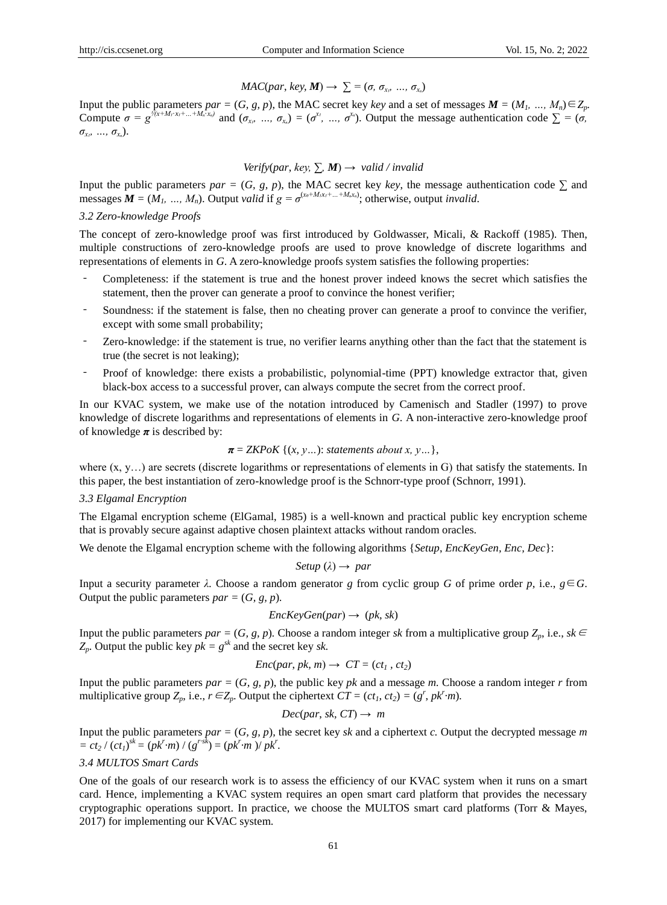$$MAC(par, key, \boldsymbol{M}) \rightarrow \sum = (\sigma, \sigma_{x_1}, \ldots, \sigma_{x_n})$$

Input the public parameters $par = (G, g, p)$, the MAC secret key $key$ and a set of messages $\boldsymbol{M} = (M_1, \ldots, M_n) \in Z_p$. Compute $\sigma = g^{1/(x+M_1 \cdot x_1 + \ldots + M_n \cdot x_n)}$ and $(\sigma_{x_1}, \ldots, \sigma_{x_n}) = (\sigma^{x_1}, \ldots, \sigma^{x_n})$. Output the message authentication code $\sum = (\sigma, \sigma_{x_1}, \ldots, \sigma_{x_n})$.

$$Verify(par, key, \sum, \boldsymbol{M}) \rightarrow valid / invalid$$

Input the public parameters $par = (G, g, p)$, the MAC secret key $key$, the message authentication code $\sum$ and messages $\boldsymbol{M} = (M_1, \ldots, M_n)$. Output *valid* if $g = \sigma^{(x_0 + M_1 x_1 + \ldots + M_n x_n)}$; otherwise, output *invalid*.

### 3.2 Zero-knowledge Proofs

The concept of zero-knowledge proof was first introduced by Goldwasser, Micali, & Rackoff (1985). Then, multiple constructions of zero-knowledge proofs are used to prove knowledge of discrete logarithms and representations of elements in $G$. A zero-knowledge proofs system satisfies the following properties:

- Completeness: if the statement is true and the honest prover indeed knows the secret which satisfies the statement, then the prover can generate a proof to convince the honest verifier;
- Soundness: if the statement is false, then no cheating prover can generate a proof to convince the verifier, except with some small probability;
- Zero-knowledge: if the statement is true, no verifier learns anything other than the fact that the statement is true (the secret is not leaking);
- Proof of knowledge: there exists a probabilistic, polynomial-time (PPT) knowledge extractor that, given black-box access to a successful prover, can always compute the secret from the correct proof.

In our KVAC system, we make use of the notation introduced by Camenisch and Stadler (1997) to prove knowledge of discrete logarithms and representations of elements in $G$. A non-interactive zero-knowledge proof of knowledge $\boldsymbol{\pi}$ is described by:

$$\boldsymbol{\pi} = ZKPoK\ \{(x, y\ldots): statements\ about\ x, y\ldots\},$$

where (x, y…) are secrets (discrete logarithms or representations of elements in G) that satisfy the statements. In this paper, the best instantiation of zero-knowledge proof is the Schnorr-type proof (Schnorr, 1991).

### 3.3 Elgamal Encryption

The Elgamal encryption scheme (ElGamal, 1985) is a well-known and practical public key encryption scheme that is provably secure against adaptive chosen plaintext attacks without random oracles.

We denote the Elgamal encryption scheme with the following algorithms {*Setup, EncKeyGen, Enc, Dec*}:

$$Setup\ (\lambda) \rightarrow par$$

Input a security parameter $\lambda$. Choose a random generator $g$ from cyclic group $G$ of prime order $p$, i.e., $g \in G$. Output the public parameters $par = (G, g, p)$.

$$EncKeyGen(par) \rightarrow (pk, sk)$$

Input the public parameters $par = (G, g, p)$. Choose a random integer $sk$ from a multiplicative group $Z_p$, i.e., $sk \in Z_p$. Output the public key $pk = g^{sk}$ and the secret key $sk$.

$$Enc(par, pk, m) \rightarrow CT = (ct_1, ct_2)$$

Input the public parameters $par = (G, g, p)$, the public key $pk$ and a message $m$. Choose a random integer $r$ from multiplicative group $Z_p$, i.e., $r \in Z_p$. Output the ciphertext $CT = (ct_1, ct_2) = (g^r, pk^r \cdot m)$.

$$Dec(par, sk, CT) \rightarrow m$$

Input the public parameters $par = (G, g, p)$, the secret key $sk$ and a ciphertext $c$. Output the decrypted message $m = ct_2 / (ct_1)^{sk} = (pk^r \cdot m) / (g^{r \cdot sk}) = (pk^r \cdot m) / pk^r$.

### 3.4 MULTOS Smart Cards

One of the goals of our research work is to assess the efficiency of our KVAC system when it runs on a smart card. Hence, implementing a KVAC system requires an open smart card platform that provides the necessary cryptographic operations support. In practice, we choose the MULTOS smart card platforms (Torr & Mayes, 2017) for implementing our KVAC system.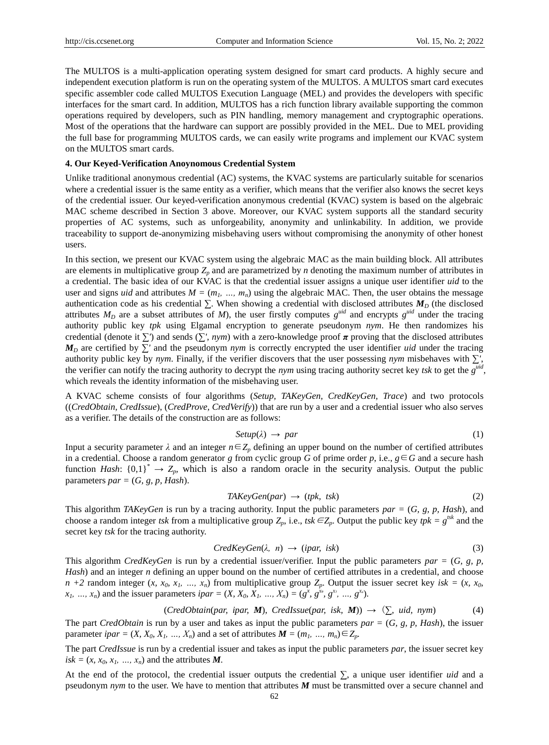The MULTOS is a multi-application operating system designed for smart card products. A highly secure and independent execution platform is run on the operating system of the MULTOS. A MULTOS smart card executes specific assembler code called MULTOS Execution Language (MEL) and provides the developers with specific interfaces for the smart card. In addition, MULTOS has a rich function library available supporting the common operations required by developers, such as PIN handling, memory management and cryptographic operations. Most of the operations that the hardware can support are possibly provided in the MEL. Due to MEL providing the full base for programming MULTOS cards, we can easily write programs and implement our KVAC system on the MULTOS smart cards.

### 4. Our Keyed-Verification Anoyonomous Credential System

Unlike traditional anonymous credential (AC) systems, the KVAC systems are particularly suitable for scenarios where a credential issuer is the same entity as a verifier, which means that the verifier also knows the secret keys of the credential issuer. Our keyed-verification anonymous credential (KVAC) system is based on the algebraic MAC scheme described in Section 3 above. Moreover, our KVAC system supports all the standard security properties of AC systems, such as unforgeability, anonymity and unlinkability. In addition, we provide traceability to support de-anonymizing misbehaving users without compromising the anonymity of other honest users.

In this section, we present our KVAC system using the algebraic MAC as the main building block. All attributes are elements in multiplicative group $Z_p$ and are parametrized by $n$ denoting the maximum number of attributes in a credential. The basic idea of our KVAC is that the credential issuer assigns a unique user identifier $uid$ to the user and signs $uid$ and attributes $M = (m_1, \ldots, m_n)$ using the algebraic MAC. Then, the user obtains the message authentication code as his credential $\sum$. When showing a credential with disclosed attributes $\boldsymbol{M_D}$ (the disclosed attributes $M_D$ are a subset attributes of $M$), the user firstly computes $g^{uid}$ and encrypts $g^{uid}$ under the tracing authority public key $tpk$ using Elgamal encryption to generate pseudonym $nym$. He then randomizes his credential (denote it $\sum'$) and sends ($\sum'$, $nym$) with a zero-knowledge proof $\boldsymbol{\pi}$ proving that the disclosed attributes $\boldsymbol{M_D}$ are certified by $\sum'$ and the pseudonym $nym$ is correctly encrypted the user identifier $uid$ under the tracing authority public key by $nym$. Finally, if the verifier discovers that the user possessing $nym$ misbehaves with $\sum'$, the verifier can notify the tracing authority to decrypt the $nym$ using tracing authority secret key $tsk$ to get the $g^{uid}$, which reveals the identity information of the misbehaving user.

A KVAC scheme consists of four algorithms (*Setup, TAKeyGen, CredKeyGen, Trace*) and two protocols ((*CredObtain, CredIssue*), (*CredProve, CredVerify*)) that are run by a user and a credential issuer who also serves as a verifier. The details of the construction are as follows:

$$Setup(\lambda) \rightarrow par \tag{1}$$

Input a security parameter $\lambda$ and an integer $n \in Z_p$ defining an upper bound on the number of certified attributes in a credential. Choose a random generator $g$ from cyclic group $G$ of prime order $p$, i.e., $g \in G$ and a secure hash function $Hash$: $\{0,1\}^* \rightarrow Z_p$, which is also a random oracle in the security analysis. Output the public parameters $par = (G, g, p, Hash)$.

$$TAKeyGen(par) \rightarrow (tpk,\ tsk) \tag{2}$$

This algorithm *TAKeyGen* is run by a tracing authority. Input the public parameters $par = (G, g, p, Hash)$, and choose a random integer $tsk$ from a multiplicative group $Z_p$, i.e., $tsk \in Z_p$. Output the public key $tpk = g^{tsk}$ and the secret key $tsk$ for the tracing authority.

$$CredKeyGen(\lambda,\ n) \rightarrow (ipar,\ isk) \tag{3}$$

This algorithm *CredKeyGen* is run by a credential issuer/verifier. Input the public parameters $par = (G, g, p, Hash)$ and an integer $n$ defining an upper bound on the number of certified attributes in a credential, and choose $n+2$ random integer $(x, x_0, x_1, \ldots, x_n)$ from multiplicative group $Z_p$. Output the issuer secret key $isk = (x, x_0, x_1, \ldots, x_n)$ and the issuer parameters $ipar = (X, X_0, X_1, \ldots, X_n) = (g^x, g^{x_0}, g^{x_1}, \ldots, g^{x_n})$.

$$(CredObtain(par,\ ipar,\ \boldsymbol{M}),\ CredIssue(par,\ isk,\ \boldsymbol{M})) \rightarrow \langle \textstyle\sum,\ uid,\ nym) \tag{4}$$

The part *CredObtain* is run by a user and takes as input the public parameters $par = (G, g, p, Hash)$, the issuer parameter $ipar = (X, X_0, X_1, \ldots, X_n)$ and a set of attributes $\boldsymbol{M} = (m_1, \ldots, m_n) \in Z_p$.

The part *CredIssue* is run by a credential issuer and takes as input the public parameters $par$, the issuer secret key $isk = (x, x_0, x_1, \ldots, x_n)$ and the attributes $\boldsymbol{M}$.

At the end of the protocol, the credential issuer outputs the credential $\sum$, a unique user identifier $uid$ and a pseudonym $nym$ to the user. We have to mention that attributes $\boldsymbol{M}$ must be transmitted over a secure channel and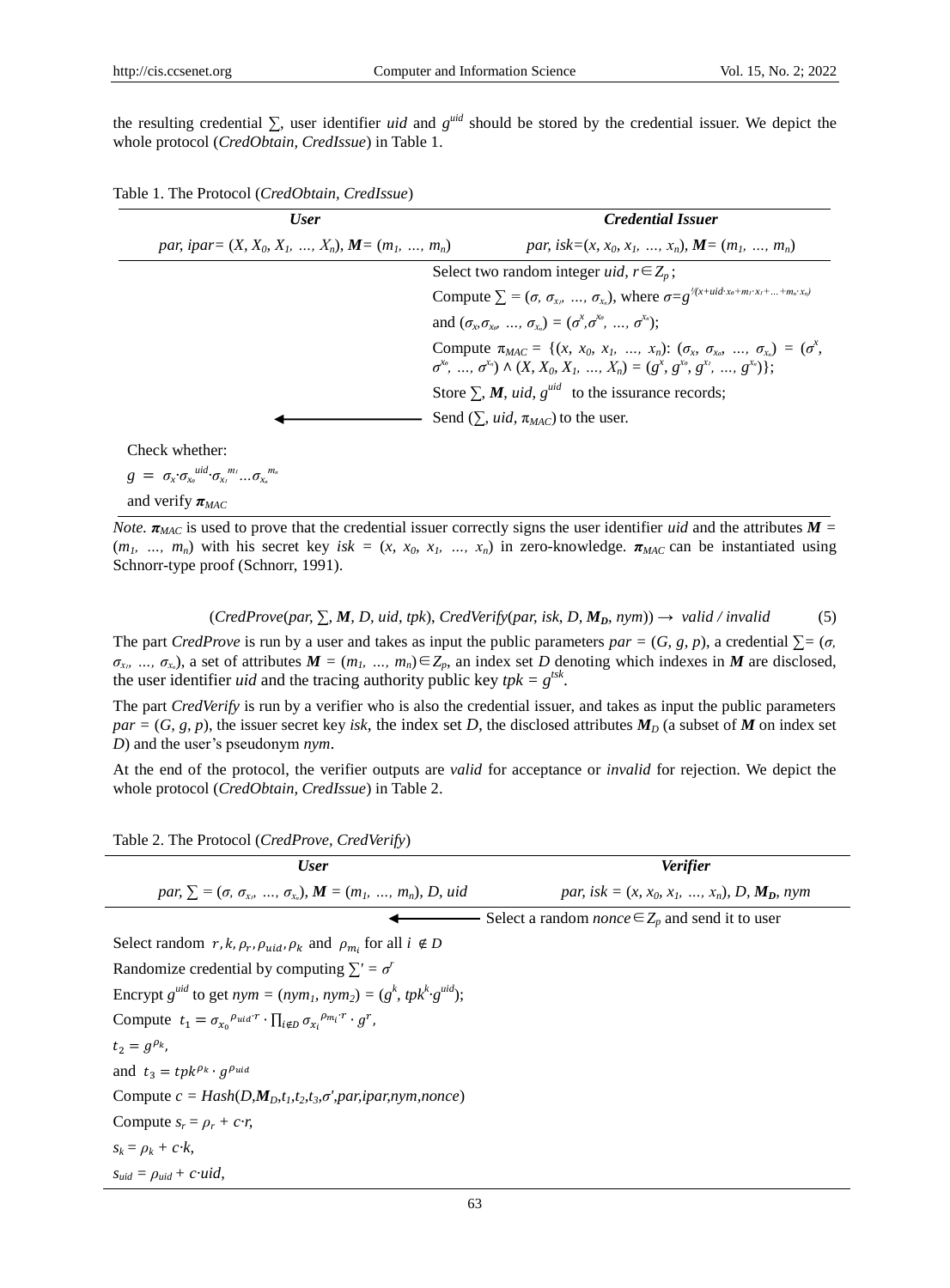the resulting credential $\sum$, user identifier *uid* and $g^{uid}$ should be stored by the credential issuer. We depict the whole protocol (*CredObtain, CredIssue*) in Table 1.

Table 1. The Protocol (*CredObtain, CredIssue*)

| ***User*** | ***Credential Issuer*** |
|---|---|
| *par*, *ipar*= $(X, X_0, X_1, \ldots, X_n)$, $\boldsymbol{M}= (m_1, \ldots, m_n)$ | *par*, *isk*= $(x, x_0, x_1, \ldots, x_n)$, $\boldsymbol{M}= (m_1, \ldots, m_n)$ |
| | Select two random integer *uid*, $r \in Z_p$; |
| | Compute $\sum = (\sigma, \sigma_{x_1}, \ldots, \sigma_{x_n})$, where $\sigma = g^{1/(x+uid \cdot x_0+m_1 \cdot x_1+\ldots+m_n \cdot x_n)}$ |
| | and $(\sigma_x, \sigma_{x_0}, \ldots, \sigma_{x_n}) = (\sigma^x, \sigma^{x_0}, \ldots, \sigma^{x_n})$; |
| | Compute $\pi_{MAC} = \{(x, x_0, x_1, \ldots, x_n)$: $(\sigma_x, \sigma_{x_0}, \ldots, \sigma_{x_n}) = (\sigma^x, \sigma^{x_0}, \ldots, \sigma^{x_n}) \wedge (X, X_0, X_1, \ldots, X_n) = (g^x, g^{x_0}, g^{x_1}, \ldots, g^{x_n})\}$; |
| | Store $\sum$, $\boldsymbol{M}$, *uid*, $g^{uid}$ to the issurance records; |
| ⟵ | Send ($\sum$, *uid*, $\pi_{MAC}$) to the user. |
| Check whether: $g = \sigma_x \cdot \sigma_{x_0}{}^{uid} \cdot \sigma_{x_1}{}^{m_1} \ldots \sigma_{x_n}{}^{m_n}$ and verify $\boldsymbol{\pi_{MAC}}$ | |

*Note.* $\boldsymbol{\pi_{MAC}}$ is used to prove that the credential issuer correctly signs the user identifier *uid* and the attributes $\boldsymbol{M} = (m_1, \ldots, m_n)$ with his secret key $isk = (x, x_0, x_1, \ldots, x_n)$ in zero-knowledge. $\boldsymbol{\pi_{MAC}}$ can be instantiated using Schnorr-type proof (Schnorr, 1991).

$$(CredProve(par, \textstyle\sum, \boldsymbol{M}, D, uid, tpk), CredVerify(par, isk, D, \boldsymbol{M_D}, nym)) \rightarrow \text{ valid / invalid} \tag{5}$$

The part *CredProve* is run by a user and takes as input the public parameters $par = (G, g, p)$, a credential $\sum = (\sigma, \sigma_{x_1}, \ldots, \sigma_{x_n})$, a set of attributes $\boldsymbol{M} = (m_1, \ldots, m_n) \in Z_p$, an index set $D$ denoting which indexes in $\boldsymbol{M}$ are disclosed, the user identifier *uid* and the tracing authority public key $tpk = g^{tsk}$.

The part *CredVerify* is run by a verifier who is also the credential issuer, and takes as input the public parameters $par = (G, g, p)$, the issuer secret key *isk*, the index set $D$, the disclosed attributes $\boldsymbol{M_D}$ (a subset of $\boldsymbol{M}$ on index set $D$) and the user's pseudonym *nym*.

At the end of the protocol, the verifier outputs are *valid* for acceptance or *invalid* for rejection. We depict the whole protocol (*CredObtain, CredIssue*) in Table 2.

Table 2. The Protocol (*CredProve, CredVerify*)

| ***User*** | ***Verifier*** |
|---|---|
| *par*, $\sum = (\sigma, \sigma_{x_1}, \ldots, \sigma_{x_n})$, $\boldsymbol{M} = (m_1, \ldots, m_n)$, $D$, *uid* | *par*, $isk = (x, x_0, x_1, \ldots, x_n)$, $D$, $\boldsymbol{M_D}$, *nym* |
| ⟵ | Select a random $nonce \in Z_p$ and send it to user |
| Select random $r, k, \rho_r, \rho_{uid}, \rho_k$ and $\rho_{m_i}$ for all $i \notin D$ | |
| Randomize credential by computing $\sum' = \sigma^r$ | |
| Encrypt $g^{uid}$ to get $nym = (nym_1, nym_2) = (g^k, tpk^k \cdot g^{uid})$; | |
| Compute $t_1 = \sigma_{x_0}{}^{\rho_{uid} \cdot r} \cdot \prod_{i \notin D} \sigma_{x_i}{}^{\rho_{m_i} \cdot r} \cdot g^r$, | |
| $t_2 = g^{\rho_k}$, | |
| and $t_3 = tpk^{\rho_k} \cdot g^{\rho_{uid}}$ | |
| Compute $c = Hash(D, \boldsymbol{M_D}, t_1, t_2, t_3, \sigma', par, ipar, nym, nonce)$ | |
| Compute $s_r = \rho_r + c \cdot r$, | |
| $s_k = \rho_k + c \cdot k$, | |
| $s_{uid} = \rho_{uid} + c \cdot uid$, | |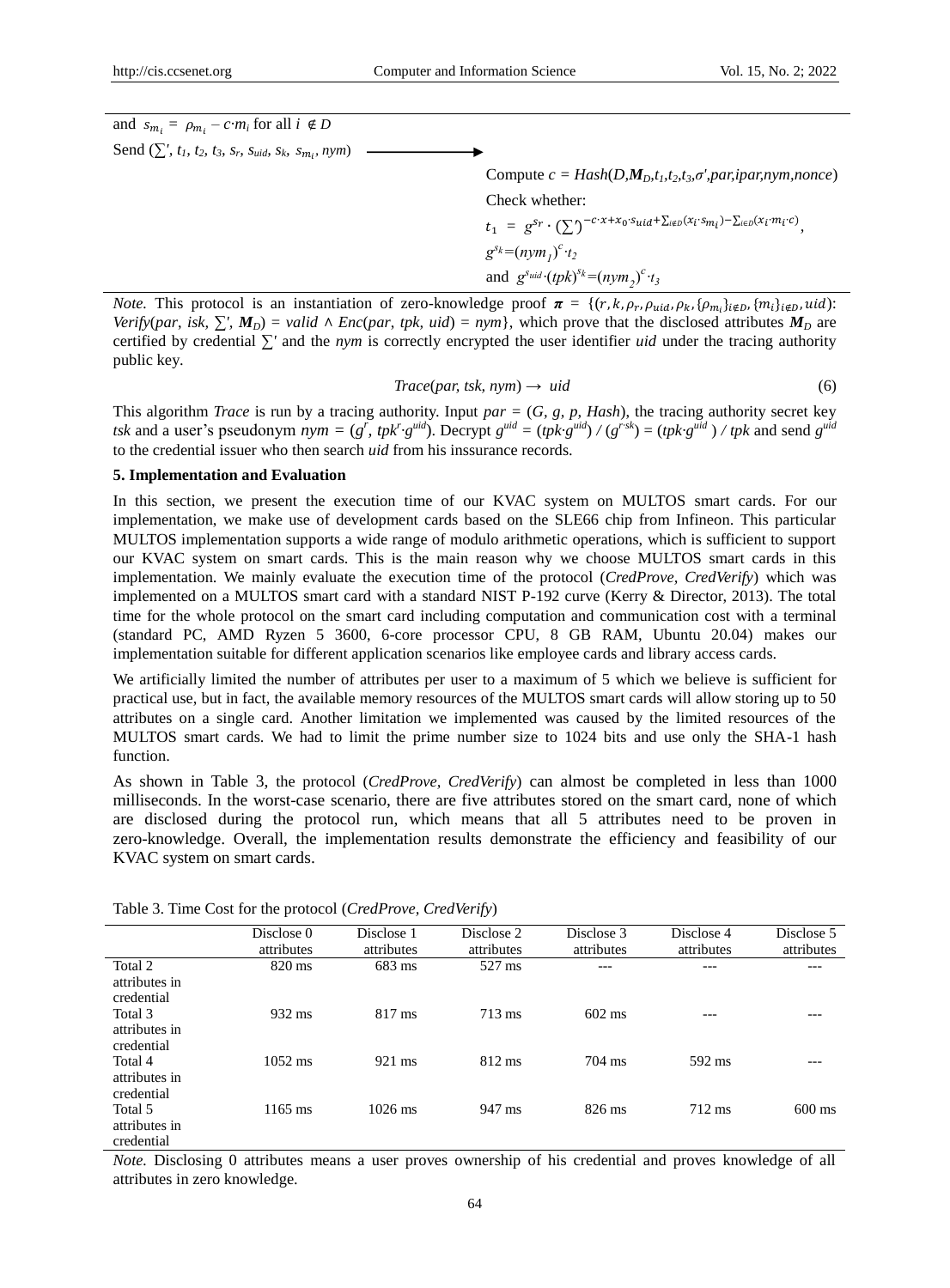and $s_{m_i} = \rho_{m_i} - c \cdot m_i$ for all $i \notin D$

Send ($\sum'$, $t_1$, $t_2$, $t_3$, $s_r$, $s_{uid}$, $s_k$, $s_{m_i}$, $nym$) ⟶

Compute $c = Hash(D, \boldsymbol{M}_D, t_1, t_2, t_3, \sigma', par, ipar, nym, nonce)$

Check whether:

$t_1 = g^{s_r} \cdot (\sum')^{-c \cdot x + x_0 \cdot s_{uid} + \sum_{i \notin D}(x_i \cdot s_{m_i}) - \sum_{i \in D}(x_i \cdot m_i \cdot c)}$,

$g^{s_k} = (nym_1)^c \cdot t_2$

and $g^{s_{uid}} \cdot (tpk)^{s_k} = (nym_2)^c \cdot t_3$

*Note.* This protocol is an instantiation of zero-knowledge proof $\boldsymbol{\pi} = \{(r, k, \rho_r, \rho_{uid}, \rho_k, \{\rho_{m_i}\}_{i \notin D}, \{m_i\}_{i \notin D}, uid)$: $Verify(par, isk, \sum', \boldsymbol{M}_D) = valid \wedge Enc(par, tpk, uid) = nym\}$, which prove that the disclosed attributes $\boldsymbol{M}_D$ are certified by credential $\sum'$ and the *nym* is correctly encrypted the user identifier *uid* under the tracing authority public key.

$$Trace(par, tsk, nym) \rightarrow uid \tag{6}$$

This algorithm *Trace* is run by a tracing authority. Input $par = (G, g, p, Hash)$, the tracing authority secret key *tsk* and a user's pseudonym $nym = (g^r, tpk^r \cdot g^{uid})$. Decrypt $g^{uid} = (tpk \cdot g^{uid}) / (g^{r \cdot sk}) = (tpk \cdot g^{uid}) / tpk$ and send $g^{uid}$ to the credential issuer who then search *uid* from his inssurance records.

**5. Implementation and Evaluation**

In this section, we present the execution time of our KVAC system on MULTOS smart cards. For our implementation, we make use of development cards based on the SLE66 chip from Infineon. This particular MULTOS implementation supports a wide range of modulo arithmetic operations, which is sufficient to support our KVAC system on smart cards. This is the main reason why we choose MULTOS smart cards in this implementation. We mainly evaluate the execution time of the protocol (*CredProve, CredVerify*) which was implemented on a MULTOS smart card with a standard NIST P-192 curve (Kerry & Director, 2013). The total time for the whole protocol on the smart card including computation and communication cost with a terminal (standard PC, AMD Ryzen 5 3600, 6-core processor CPU, 8 GB RAM, Ubuntu 20.04) makes our implementation suitable for different application scenarios like employee cards and library access cards.

We artificially limited the number of attributes per user to a maximum of 5 which we believe is sufficient for practical use, but in fact, the available memory resources of the MULTOS smart cards will allow storing up to 50 attributes on a single card. Another limitation we implemented was caused by the limited resources of the MULTOS smart cards. We had to limit the prime number size to 1024 bits and use only the SHA-1 hash function.

As shown in Table 3, the protocol (*CredProve, CredVerify*) can almost be completed in less than 1000 milliseconds. In the worst-case scenario, there are five attributes stored on the smart card, none of which are disclosed during the protocol run, which means that all 5 attributes need to be proven in zero-knowledge. Overall, the implementation results demonstrate the efficiency and feasibility of our KVAC system on smart cards.

Table 3. Time Cost for the protocol (*CredProve, CredVerify*)

| | Disclose 0 attributes | Disclose 1 attributes | Disclose 2 attributes | Disclose 3 attributes | Disclose 4 attributes | Disclose 5 attributes |
|---|---|---|---|---|---|---|
| Total 2 attributes in credential | 820 ms | 683 ms | 527 ms | --- | --- | --- |
| Total 3 attributes in credential | 932 ms | 817 ms | 713 ms | 602 ms | --- | --- |
| Total 4 attributes in credential | 1052 ms | 921 ms | 812 ms | 704 ms | 592 ms | --- |
| Total 5 attributes in credential | 1165 ms | 1026 ms | 947 ms | 826 ms | 712 ms | 600 ms |

*Note.* Disclosing 0 attributes means a user proves ownership of his credential and proves knowledge of all attributes in zero knowledge.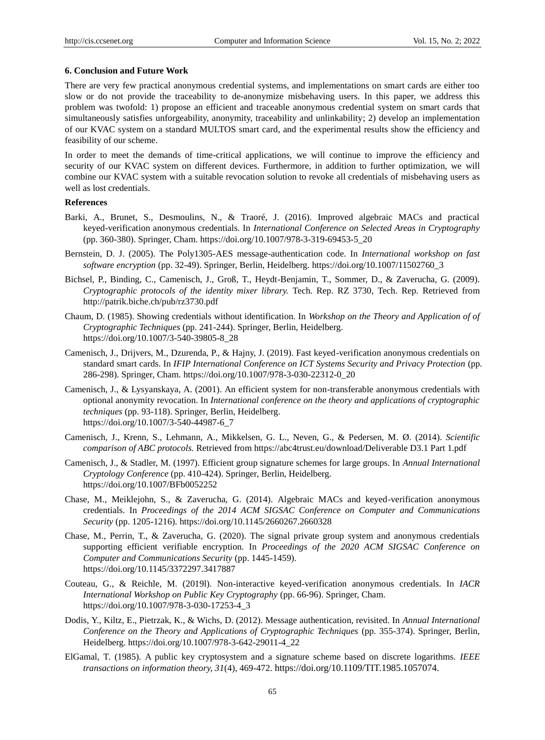### 6. Conclusion and Future Work

There are very few practical anonymous credential systems, and implementations on smart cards are either too slow or do not provide the traceability to de-anonymize misbehaving users. In this paper, we address this problem was twofold: 1) propose an efficient and traceable anonymous credential system on smart cards that simultaneously satisfies unforgeability, anonymity, traceability and unlinkability; 2) develop an implementation of our KVAC system on a standard MULTOS smart card, and the experimental results show the efficiency and feasibility of our scheme.

In order to meet the demands of time-critical applications, we will continue to improve the efficiency and security of our KVAC system on different devices. Furthermore, in addition to further optimization, we will combine our KVAC system with a suitable revocation solution to revoke all credentials of misbehaving users as well as lost credentials.

### References

Barki, A., Brunet, S., Desmoulins, N., & Traoré, J. (2016). Improved algebraic MACs and practical keyed-verification anonymous credentials. In *International Conference on Selected Areas in Cryptography* (pp. 360-380). Springer, Cham. https://doi.org/10.1007/978-3-319-69453-5_20

Bernstein, D. J. (2005). The Poly1305-AES message-authentication code. In *International workshop on fast software encryption* (pp. 32-49). Springer, Berlin, Heidelberg. https://doi.org/10.1007/11502760_3

Bichsel, P., Binding, C., Camenisch, J., Groß, T., Heydt-Benjamin, T., Sommer, D., & Zaverucha, G. (2009). *Cryptographic protocols of the identity mixer library.* Tech. Rep. RZ 3730, Tech. Rep. Retrieved from http://patrik.biche.ch/pub/rz3730.pdf

Chaum, D. (1985). Showing credentials without identification. In *Workshop on the Theory and Application of of Cryptographic Techniques* (pp. 241-244). Springer, Berlin, Heidelberg. https://doi.org/10.1007/3-540-39805-8_28

Camenisch, J., Drijvers, M., Dzurenda, P., & Hajny, J. (2019). Fast keyed-verification anonymous credentials on standard smart cards. In *IFIP International Conference on ICT Systems Security and Privacy Protection* (pp. 286-298). Springer, Cham. https://doi.org/10.1007/978-3-030-22312-0_20

Camenisch, J., & Lysyanskaya, A. (2001). An efficient system for non-transferable anonymous credentials with optional anonymity revocation. In *International conference on the theory and applications of cryptographic techniques* (pp. 93-118). Springer, Berlin, Heidelberg. https://doi.org/10.1007/3-540-44987-6_7

Camenisch, J., Krenn, S., Lehmann, A., Mikkelsen, G. L., Neven, G., & Pedersen, M. Ø. (2014). *Scientific comparison of ABC protocols.* Retrieved from https://abc4trust.eu/download/Deliverable D3.1 Part 1.pdf

Camenisch, J., & Stadler, M. (1997). Efficient group signature schemes for large groups. In *Annual International Cryptology Conference* (pp. 410-424). Springer, Berlin, Heidelberg. https://doi.org/10.1007/BFb0052252

Chase, M., Meiklejohn, S., & Zaverucha, G. (2014). Algebraic MACs and keyed-verification anonymous credentials. In *Proceedings of the 2014 ACM SIGSAC Conference on Computer and Communications Security* (pp. 1205-1216). https://doi.org/10.1145/2660267.2660328

Chase, M., Perrin, T., & Zaverucha, G. (2020). The signal private group system and anonymous credentials supporting efficient verifiable encryption. In *Proceedings of the 2020 ACM SIGSAC Conference on Computer and Communications Security* (pp. 1445-1459). https://doi.org/10.1145/3372297.3417887

Couteau, G., & Reichle, M. (2019l). Non-interactive keyed-verification anonymous credentials. In *IACR International Workshop on Public Key Cryptography* (pp. 66-96). Springer, Cham. https://doi.org/10.1007/978-3-030-17253-4_3

Dodis, Y., Kiltz, E., Pietrzak, K., & Wichs, D. (2012). Message authentication, revisited. In *Annual International Conference on the Theory and Applications of Cryptographic Techniques* (pp. 355-374). Springer, Berlin, Heidelberg. https://doi.org/10.1007/978-3-642-29011-4_22

ElGamal, T. (1985). A public key cryptosystem and a signature scheme based on discrete logarithms. *IEEE transactions on information theory, 31*(4), 469-472. https://doi.org/10.1109/TIT.1985.1057074.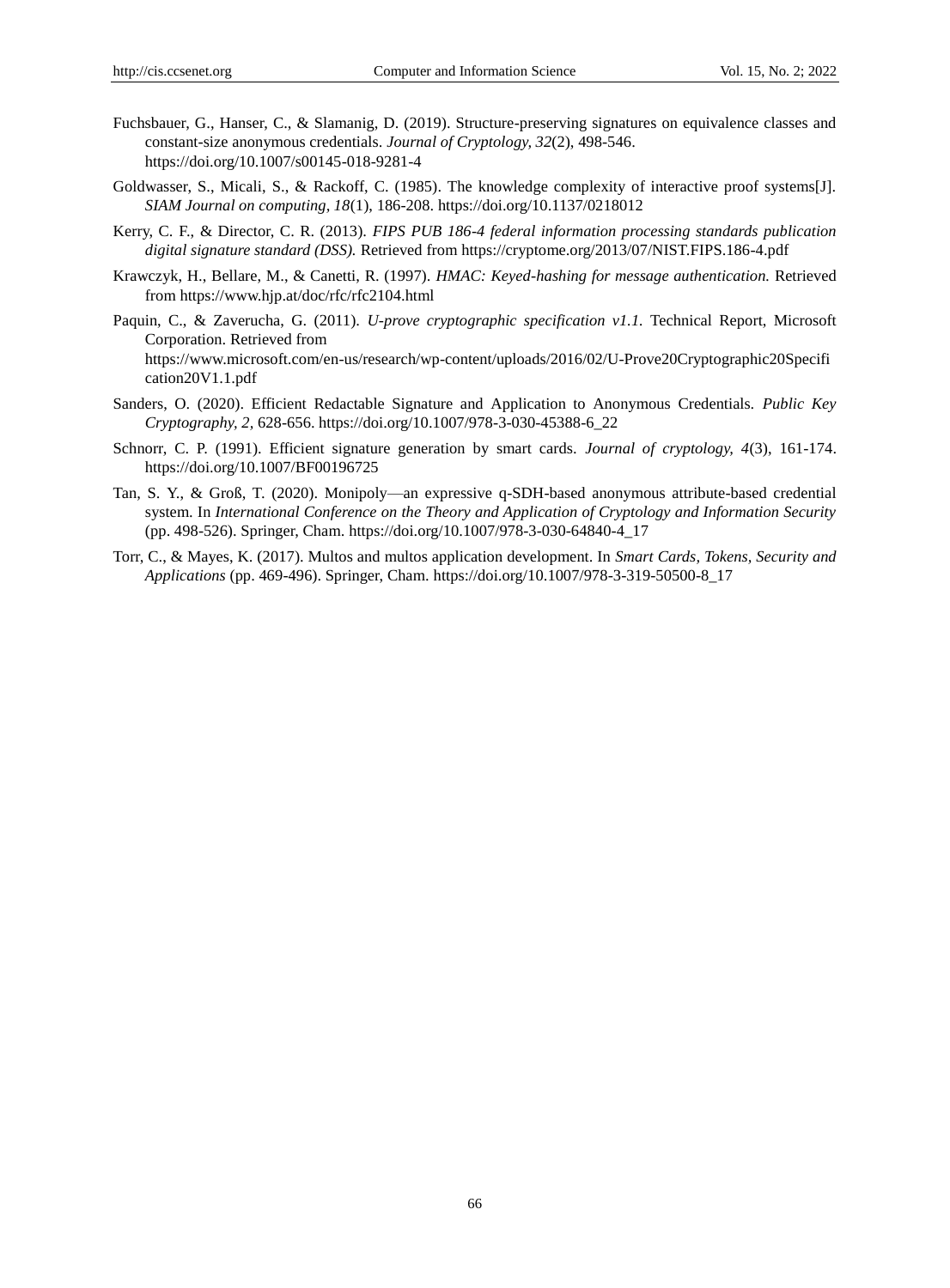Fuchsbauer, G., Hanser, C., & Slamanig, D. (2019). Structure-preserving signatures on equivalence classes and constant-size anonymous credentials. *Journal of Cryptology, 32*(2), 498-546. https://doi.org/10.1007/s00145-018-9281-4

Goldwasser, S., Micali, S., & Rackoff, C. (1985). The knowledge complexity of interactive proof systems[J]. *SIAM Journal on computing, 18*(1), 186-208. https://doi.org/10.1137/0218012

Kerry, C. F., & Director, C. R. (2013). *FIPS PUB 186-4 federal information processing standards publication digital signature standard (DSS).* Retrieved from https://cryptome.org/2013/07/NIST.FIPS.186-4.pdf

Krawczyk, H., Bellare, M., & Canetti, R. (1997). *HMAC: Keyed-hashing for message authentication.* Retrieved from https://www.hjp.at/doc/rfc/rfc2104.html

Paquin, C., & Zaverucha, G. (2011). *U-prove cryptographic specification v1.1*. Technical Report, Microsoft Corporation. Retrieved from https://www.microsoft.com/en-us/research/wp-content/uploads/2016/02/U-Prove20Cryptographic20Specification20V1.1.pdf

Sanders, O. (2020). Efficient Redactable Signature and Application to Anonymous Credentials. *Public Key Cryptography, 2*, 628-656. https://doi.org/10.1007/978-3-030-45388-6_22

Schnorr, C. P. (1991). Efficient signature generation by smart cards. *Journal of cryptology, 4*(3), 161-174. https://doi.org/10.1007/BF00196725

Tan, S. Y., & Groß, T. (2020). Monipoly—an expressive q-SDH-based anonymous attribute-based credential system. In *International Conference on the Theory and Application of Cryptology and Information Security* (pp. 498-526). Springer, Cham. https://doi.org/10.1007/978-3-030-64840-4_17

Torr, C., & Mayes, K. (2017). Multos and multos application development. In *Smart Cards, Tokens, Security and Applications* (pp. 469-496). Springer, Cham. https://doi.org/10.1007/978-3-319-50500-8_17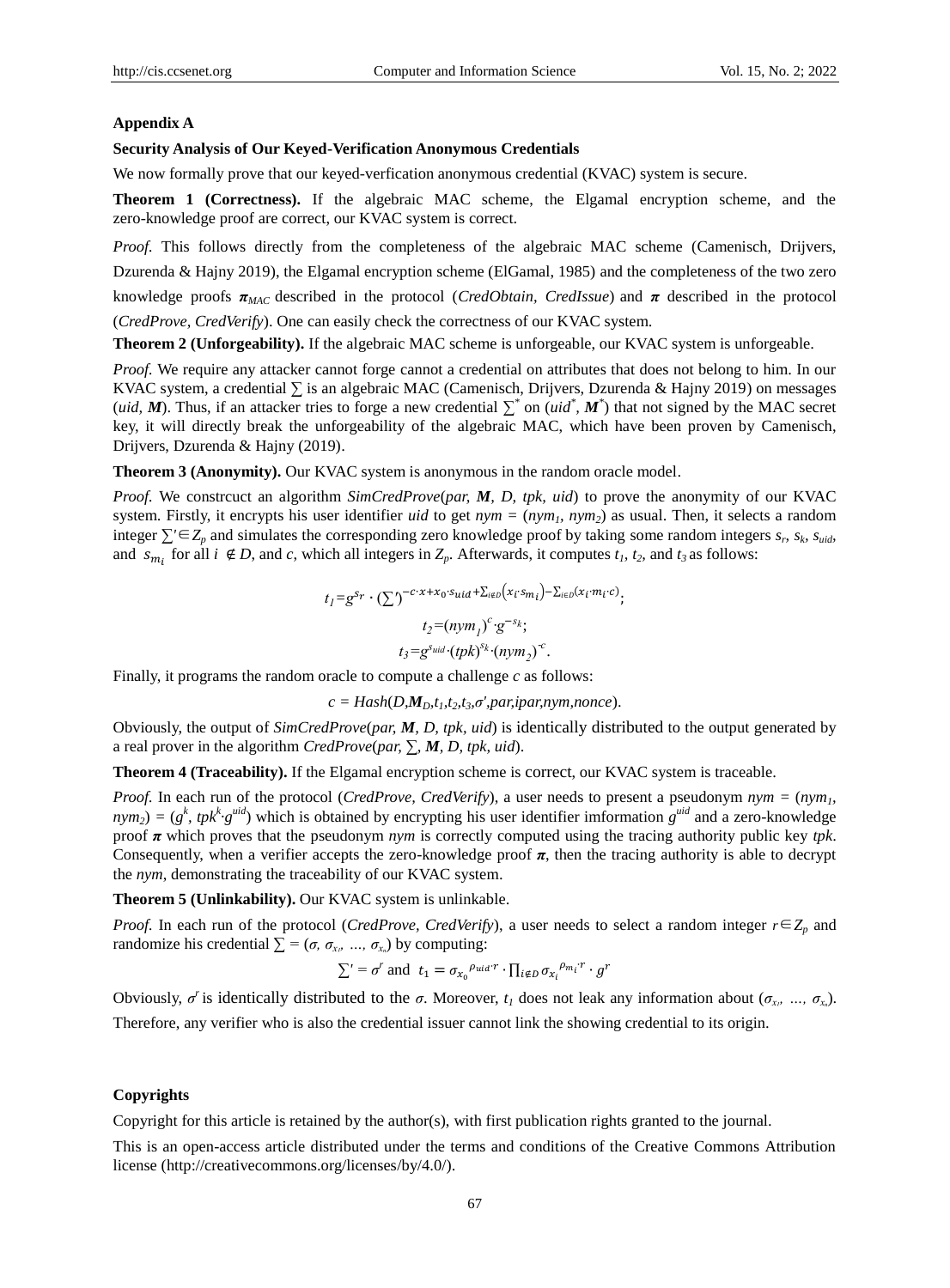**Appendix A**

**Security Analysis of Our Keyed-Verification Anonymous Credentials**

We now formally prove that our keyed-verfication anonymous credential (KVAC) system is secure.

**Theorem 1 (Correctness).** If the algebraic MAC scheme, the Elgamal encryption scheme, and the zero-knowledge proof are correct, our KVAC system is correct.

*Proof.* This follows directly from the completeness of the algebraic MAC scheme (Camenisch, Drijvers, Dzurenda & Hajny 2019), the Elgamal encryption scheme (ElGamal, 1985) and the completeness of the two zero knowledge proofs $\pi_{MAC}$ described in the protocol (*CredObtain, CredIssue*) and $\pi$ described in the protocol (*CredProve, CredVerify*). One can easily check the correctness of our KVAC system.

**Theorem 2 (Unforgeability).** If the algebraic MAC scheme is unforgeable, our KVAC system is unforgeable.

*Proof.* We require any attacker cannot forge cannot a credential on attributes that does not belong to him. In our KVAC system, a credential $\sum$ is an algebraic MAC (Camenisch, Drijvers, Dzurenda & Hajny 2019) on messages ($uid$, $\boldsymbol{M}$). Thus, if an attacker tries to forge a new credential $\sum^*$ on ($uid^*$, $\boldsymbol{M}^*$) that not signed by the MAC secret key, it will directly break the unforgeability of the algebraic MAC, which have been proven by Camenisch, Drijvers, Dzurenda & Hajny (2019).

**Theorem 3 (Anonymity).** Our KVAC system is anonymous in the random oracle model.

*Proof.* We constrcuct an algorithm *SimCredProve*($par$, $\boldsymbol{M}$, $D$, $tpk$, $uid$) to prove the anonymity of our KVAC system. Firstly, it encrypts his user identifier $uid$ to get $nym$ = ($nym_1$, $nym_2$) as usual. Then, it selects a random integer $\sum' \in Z_p$ and simulates the corresponding zero knowledge proof by taking some random integers $s_r$, $s_k$, $s_{uid}$, and $s_{m_i}$ for all $i \notin D$, and $c$, which all integers in $Z_p$. Afterwards, it computes $t_1$, $t_2$, and $t_3$ as follows:

$$t_1 = g^{s_r} \cdot (\textstyle\sum')^{-c \cdot x + x_0 \cdot s_{uid} + \sum_{i \notin D}(x_i \cdot s_{m_i}) - \sum_{i \in D}(x_i \cdot m_i \cdot c)};$$

$$t_2 = (nym_1)^c \cdot g^{-s_k};$$

$$t_3 = g^{s_{uid}} \cdot (tpk)^{s_k} \cdot (nym_2)^{-c}.$$

Finally, it programs the random oracle to compute a challenge $c$ as follows:

$$c = Hash(D, \boldsymbol{M}_D, t_1, t_2, t_3, \sigma', par, ipar, nym, nonce).$$

Obviously, the output of *SimCredProve*($par$, $\boldsymbol{M}$, $D$, $tpk$, $uid$) is identically distributed to the output generated by a real prover in the algorithm *CredProve*($par$, $\sum$, $\boldsymbol{M}$, $D$, $tpk$, $uid$).

**Theorem 4 (Traceability).** If the Elgamal encryption scheme is correct, our KVAC system is traceable.

*Proof.* In each run of the protocol (*CredProve, CredVerify*), a user needs to present a pseudonym $nym$ = ($nym_1$, $nym_2$) = ($g^k$, $tpk^k \cdot g^{uid}$) which is obtained by encrypting his user identifier imformation $g^{uid}$ and a zero-knowledge proof $\pi$ which proves that the pseudonym $nym$ is correctly computed using the tracing authority public key $tpk$. Consequently, when a verifier accepts the zero-knowledge proof $\pi$, then the tracing authority is able to decrypt the $nym$, demonstrating the traceability of our KVAC system.

**Theorem 5 (Unlinkability).** Our KVAC system is unlinkable.

*Proof.* In each run of the protocol (*CredProve, CredVerify*), a user needs to select a random integer $r \in Z_p$ and randomize his credential $\sum = (\sigma, \sigma_{x_i}, \ldots, \sigma_{x_n})$ by computing:

$$\textstyle\sum' = \sigma^r \text{ and } t_1 = \sigma_{x_0}{}^{\rho_{uid} \cdot r} \cdot \prod_{i \notin D} \sigma_{x_i}{}^{\rho_{m_i} \cdot r} \cdot g^r$$

Obviously, $\sigma^r$ is identically distributed to the $\sigma$. Moreover, $t_1$ does not leak any information about ($\sigma_{x_i}$, ..., $\sigma_{x_n}$). Therefore, any verifier who is also the credential issuer cannot link the showing credential to its origin.

**Copyrights**

Copyright for this article is retained by the author(s), with first publication rights granted to the journal.

This is an open-access article distributed under the terms and conditions of the Creative Commons Attribution license (http://creativecommons.org/licenses/by/4.0/).